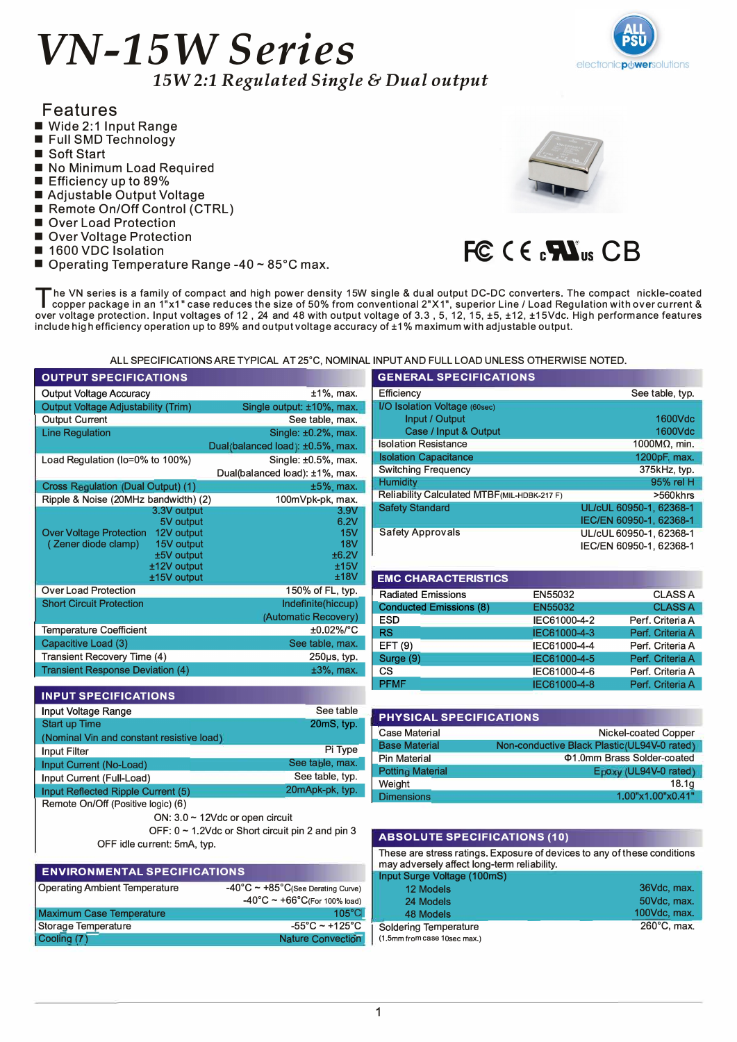# VN-15W Series

*15W 2:1 Regulated Single & Dual output*

## Features

- Wide 2:1 Input Range
- Full SMD Technology
- Soft Start
- No Minimum Load Required
- Efficiency up to 89%
- Adjustable Output Voltage
- Remote On/Off Control (CTRL)
- Over Load Protection
- Over Voltage Protection
- 1600 VDC Isolation
- Operating Temperature Range -40 ~ 85°C max.

FC CE cULus CB

The VN series is a family of compact and high power density 15W single & dual output DC-DC converters. The compact nickle-coated copper package in an 1"x1" case reduces the size of 50% from conventional 2"X1", superior Line / Load Regulation with over current & over voltage protection. Input voltages of 12 , 24 and 48 with output voltage of 3.3 , 5, 12, 15, ±5, ±12, ±15Vdc. High performance features include high efficiency operation up to 89% and output voltage accuracy of ±1% maximum with adjustable output.

ALL SPECIFICATIONS ARE TYPICAL AT 25°C, NOMINAL INPUT AND FULL LOAD UNLESS OTHERWISE NOTED.

## OUTPUT SPECIFICATIONS

| | | |
|---|---|---|
| Output Voltage Accuracy | | ±1%, max. |
| Output Voltage Adjustability (Trim) | | Single output: ±10%, max. |
| Output Current | | See table, max. |
| Line Regulation | | Single: ±0.2%, max. |
| | | Dual(balanced load): ±0.5%, max. |
| Load Regulation (Io=0% to 100%) | | Single: ±0.5%, max. |
| | | Dual(balanced load): ±1%, max. |
| Cross Regulation (Dual Output) (1) | | ±5%, max. |
| Ripple & Noise (20MHz bandwidth) (2) | | 100mVpk-pk, max. |
| Over Voltage Protection ( Zener diode clamp) | 3.3V output | 3.9V |
| | 5V output | 6.2V |
| | 12V output | 15V |
| | 15V output | 18V |
| | ±5V output | ±6.2V |
| | ±12V output | ±15V |
| | ±15V output | ±18V |
| Over Load Protection | | 150% of FL, typ. |
| Short Circuit Protection | | Indefinite(hiccup) (Automatic Recovery) |
| Temperature Coefficient | | ±0.02%/°C |
| Capacitive Load (3) | | See table, max. |
| Transient Recovery Time (4) | | 250μs, typ. |
| Transient Response Deviation (4) | | ±3%, max. |

## INPUT SPECIFICATIONS

| | |
|---|---|
| Input Voltage Range | See table |
| Start up Time (Nominal Vin and constant resistive load) | 20mS, typ. |
| Input Filter | Pi Type |
| Input Current (No-Load) | See table, max. |
| Input Current (Full-Load) | See table, typ. |
| Input Reflected Ripple Current (5) | 20mApk-pk, typ. |
| Remote On/Off (Positive logic) (6) | ON: 3.0 ~ 12Vdc or open circuit<br>OFF: 0 ~ 1.2Vdc or Short circuit pin 2 and pin 3<br>OFF idle current: 5mA, typ. |

## ENVIRONMENTAL SPECIFICATIONS

| | |
|---|---|
| Operating Ambient Temperature | -40°C ~ +85°C(See Derating Curve) |
| | -40°C ~ +66°C(For 100% load) |
| Maximum Case Temperature | 105°C |
| Storage Temperature | -55°C ~ +125°C |
| Cooling (7) | Nature Convection |

## GENERAL SPECIFICATIONS

| | |
|---|---|
| Efficiency | See table, typ. |
| I/O Isolation Voltage (60sec) | |
| Input / Output | 1600Vdc |
| Case / Input & Output | 1600Vdc |
| Isolation Resistance | 1000MΩ, min. |
| Isolation Capacitance | 1200pF, max. |
| Switching Frequency | 375kHz, typ. |
| Humidity | 95% rel H |
| Reliability Calculated MTBF(MIL-HDBK-217 F) | >560khrs |
| Safety Standard | UL/cUL 60950-1, 62368-1<br>IEC/EN 60950-1, 62368-1 |
| Safety Approvals | UL/cUL 60950-1, 62368-1<br>IEC/EN 60950-1, 62368-1 |

## EMC CHARACTERISTICS

| | | |
|---|---|---|
| Radiated Emissions | EN55032 | CLASS A |
| Conducted Emissions (8) | EN55032 | CLASS A |
| ESD | IEC61000-4-2 | Perf. Criteria A |
| RS | IEC61000-4-3 | Perf. Criteria A |
| EFT (9) | IEC61000-4-4 | Perf. Criteria A |
| Surge (9) | IEC61000-4-5 | Perf. Criteria A |
| CS | IEC61000-4-6 | Perf. Criteria A |
| PFMF | IEC61000-4-8 | Perf. Criteria A |

## PHYSICAL SPECIFICATIONS

| | |
|---|---|
| Case Material | Nickel-coated Copper |
| Base Material | Non-conductive Black Plastic(UL94V-0 rated) |
| Pin Material | Φ1.0mm Brass Solder-coated |
| Potting Material | Epoxy (UL94V-0 rated) |
| Weight | 18.1g |
| Dimensions | 1.00"x1.00"x0.41" |

## ABSOLUTE SPECIFICATIONS (10)

These are stress ratings. Exposure of devices to any of these conditions may adversely affect long-term reliability.

| | |
|---|---|
| Input Surge Voltage (100mS) | |
| 12 Models | 36Vdc, max. |
| 24 Models | 50Vdc, max. |
| 48 Models | 100Vdc, max. |
| Soldering Temperature (1.5mm from case 10sec max.) | 260°C, max. |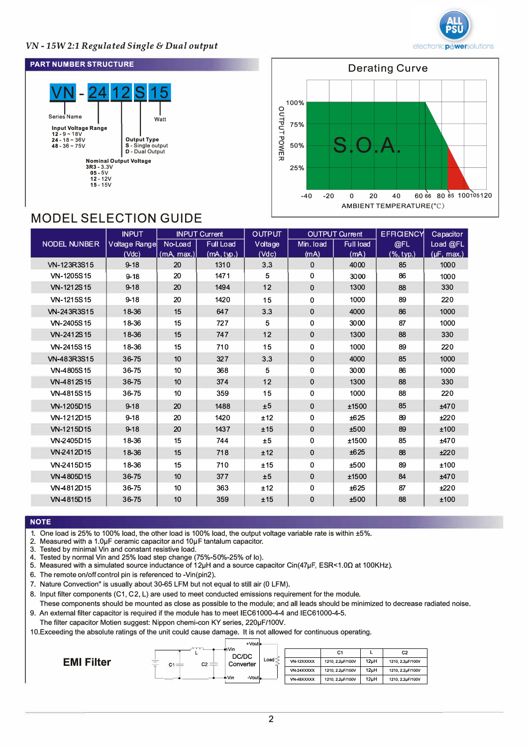*VN - 15W 2:1 Regulated Single & Dual output*

## PART NUMBER STRUCTURE

VN - 24 12 S 15

- Series Name
- Input Voltage Range
  - **12** - 9 ~ 18V
  - **24** - 18 ~ 36V
  - **48** - 36 ~ 75V
- Nominal Output Voltage
  - **3R3** - 3.3V
  - **05** - 5V
  - **12** - 12V
  - **15** - 15V
- Output Type
  - **S** - Single output
  - **D** - Dual Output
- Watt

## Derating Curve

OUTPUT POWER: 100%, 75%, 50%, 25%

S.O.A.

AMBIENT TEMPERATURE(°C): -40, -20, 0, 20, 40, 60, 66, 80, 85, 100, 105, 120

## MODEL SELECTION GUIDE

| NODEL NUNBER | INPUT Voltage Range (Vdc) | INPUT Current No-Load (mA, max.) | INPUT Current Full Load (mA, typ.) | OUTPUT Voltage (Vdc) | OUTPUT Current Min. load (mA) | OUTPUT Current Full load (mA) | EFFICIENCY @FL (%, typ.) | Capacitor Load @FL (μF, max.) |
|---|---|---|---|---|---|---|---|---|
| VN-123R3S15 | 9-18 | 20 | 1310 | 3.3 | 0 | 4000 | 85 | 1000 |
| VN-1205S15 | 9-18 | 20 | 1471 | 5 | 0 | 3000 | 86 | 1000 |
| VN-1212S15 | 9-18 | 20 | 1494 | 12 | 0 | 1300 | 88 | 330 |
| VN-1215S15 | 9-18 | 20 | 1420 | 15 | 0 | 1000 | 89 | 220 |
| VN-243R3S15 | 18-36 | 15 | 647 | 3.3 | 0 | 4000 | 86 | 1000 |
| VN-2405S15 | 18-36 | 15 | 727 | 5 | 0 | 3000 | 87 | 1000 |
| VN-2412S15 | 18-36 | 15 | 747 | 12 | 0 | 1300 | 88 | 330 |
| VN-2415S15 | 18-36 | 15 | 710 | 15 | 0 | 1000 | 89 | 220 |
| VN-483R3S15 | 36-75 | 10 | 327 | 3.3 | 0 | 4000 | 85 | 1000 |
| VN-4805S15 | 36-75 | 10 | 368 | 5 | 0 | 3000 | 86 | 1000 |
| VN-4812S15 | 36-75 | 10 | 374 | 12 | 0 | 1300 | 88 | 330 |
| VN-4815S15 | 36-75 | 10 | 359 | 15 | 0 | 1000 | 88 | 220 |
| VN-1205D15 | 9-18 | 20 | 1488 | ±5 | 0 | ±1500 | 85 | ±470 |
| VN-1212D15 | 9-18 | 20 | 1420 | ±12 | 0 | ±625 | 89 | ±220 |
| VN-1215D15 | 9-18 | 20 | 1437 | ±15 | 0 | ±500 | 89 | ±100 |
| VN-2405D15 | 18-36 | 15 | 744 | ±5 | 0 | ±1500 | 85 | ±470 |
| VN-2412D15 | 18-36 | 15 | 718 | ±12 | 0 | ±625 | 88 | ±220 |
| VN-2415D15 | 18-36 | 15 | 710 | ±15 | 0 | ±500 | 89 | ±100 |
| VN-4805D15 | 36-75 | 10 | 377 | ±5 | 0 | ±1500 | 84 | ±470 |
| VN-4812D15 | 36-75 | 10 | 363 | ±12 | 0 | ±625 | 87 | ±220 |
| VN-4815D15 | 36-75 | 10 | 359 | ±15 | 0 | ±500 | 88 | ±100 |

## NOTE

1. One load is 25% to 100% load, the other load is 100% load, the output voltage variable rate is within ±5%.
2. Measured with a 1.0μF ceramic capacitor and 10μF tantalum capacitor.
3. Tested by minimal Vin and constant resistive load.
4. Tested by normal Vin and 25% load step change (75%-50%-25% of Io).
5. Measured with a simulated source inductance of 12μH and a source capacitor Cin(47μF, ESR<1.0Ω at 100KHz).
6. The remote on/off control pin is referenced to -Vin(pin2).
7. Nature Convection" is usually about 30-65 LFM but not equal to still air (0 LFM).
8. Input filter components (C1, C2, L) are used to meet conducted emissions requirement for the module. These components should be mounted as close as possible to the module; and all leads should be minimized to decrease radiated noise.
9. An external filter capacitor is required if the module has to meet IEC61000-4-4 and IEC61000-4-5. The filter capacitor Motien suggest: Nippon chemi-con KY series, 220μF/100V.
10. Exceeding the absolute ratings of the unit could cause damage. It is not allowed for continuous operating.

## EMI Filter

C1, L, C2, +Vin, -Vin, DC/DC Converter, +Vout, -Vout, Load

|  | C1 | L | C2 |
|---|---|---|---|
| VN-12XXXXX | 1210, 2.2μF/100V | 12μH | 1210, 2.2μF/100V |
| VN-24XXXXX | 1210, 2.2μF/100V | 12μH | 1210, 2.2μF/100V |
| VN-48XXXXX | 1210, 2.2μF/100V | 12μH | 1210, 2.2μF/100V |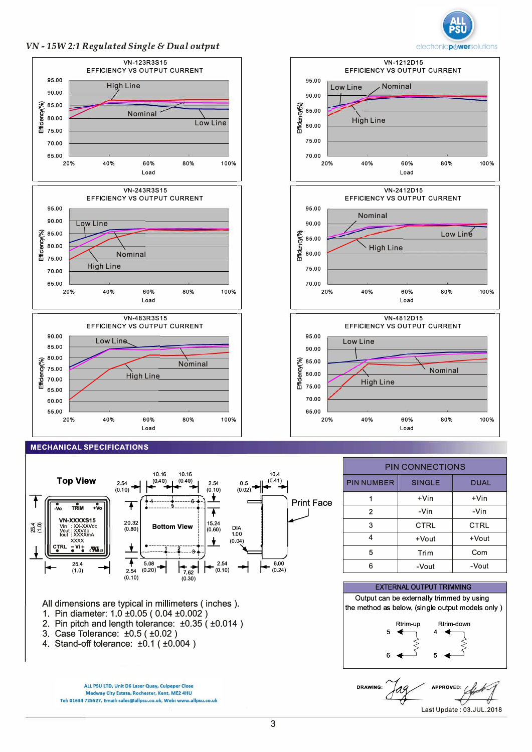## VN - 15W 2:1 Regulated Single & Dual output

VN-123R3S15
EFFICIENCY VS OUTPUT CURRENT
Efficiency(%)
95.00
90.00
85.00
80.00
75.00
70.00
65.00
20% 40% 60% 80% 100%
Load
High Line
Nominal
Low Line

VN-1212D15
EFFICIENCY VS OUTPUT CURRENT
Efficiency(%)
95.00
90.00
85.00
80.00
75.00
70.00
20% 40% 60% 80% 100%
Load
Low Line
Nominal
High Line

VN-243R3S15
EFFICIENCY VS OUTPUT CURRENT
Efficiency(%)
95.00
90.00
85.00
80.00
75.00
70.00
65.00
20% 40% 60% 80% 100%
Load
Low Line
Nominal
High Line

VN-2412D15
EFFICIENCY VS OUTPUT CURRENT
Efficiency(%)
95.00
90.00
85.00
80.00
75.00
70.00
20% 40% 60% 80% 100%
Load
Nominal
Low Line
High Line

VN-483R3S15
EFFICIENCY VS OUTPUT CURRENT
Efficiency(%)
90.00
85.00
80.00
75.00
70.00
65.00
60.00
55.00
20% 40% 60% 80% 100%
Load
Low Line
Nominal
High Line

VN-4812D15
EFFICIENCY VS OUTPUT CURRENT
Efficiency(%)
95.00
90.00
85.00
80.00
75.00
70.00
65.00
20% 40% 60% 80% 100%
Load
Low Line
Nominal
High Line

## MECHANICAL SPECIFICATIONS

Top View
-Vo TRIM +Vo
VN-XXXXS15
Vin : XX-XXVdc
Vout : XXVdc
Iout : XXXXmA
XXXX
CTRL -Vi +
25.4 (1.0)
25.4 (1.0)

Bottom View
2.54 (0.10)
10.16 (0.40)
10.16 (0.40)
2.54 (0.10)
20.32 (0.80)
15.24 (0.60)
5.08 (0.20)
2.54 (0.10)
7.62 (0.30)
2.54 (0.10)
DIA 1.00 (0.04)
0.5 (0.02)
10.4 (0.41)
6.00 (0.24)
Print Face

All dimensions are typical in millimeters ( inches ).

1. Pin diameter: 1.0 ±0.05 ( 0.04 ±0.002 )
2. Pin pitch and length tolerance: ±0.35 ( ±0.014 )
3. Case Tolerance: ±0.5 ( ±0.02 )
4. Stand-off tolerance: ±0.1 ( ±0.004 )

### PIN CONNECTIONS

| PIN NUMBER | SINGLE | DUAL |
|---|---|---|
| 1 | +Vin | +Vin |
| 2 | -Vin | -Vin |
| 3 | CTRL | CTRL |
| 4 | +Vout | +Vout |
| 5 | Trim | Com |
| 6 | -Vout | -Vout |

### EXTERNAL OUTPUT TRIMMING

Output can be externally trimmed by using the method as below. (single output models only )

Rtrim-up
5
6

Rtrim-down
4
5

ALL PSU LTD, Unit D6 Laser Quay, Culpeper Close
Medway City Estate, Rochester, Kent, ME2 4HU
Tel: 01634 725527, Email: sales@allpsu.co.uk, Web: www.allpsu.co.uk

DRAWING: APPROVED:

Last Update : 03.JUL.2018